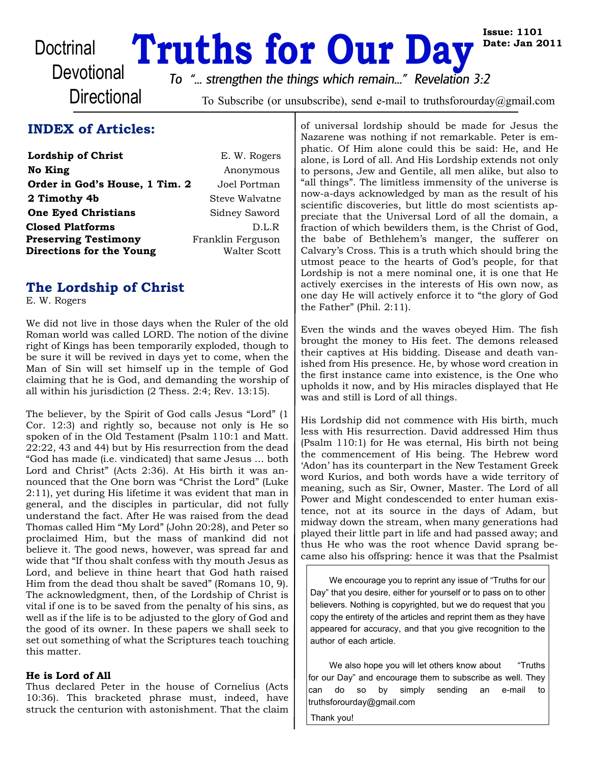Doctrinal
Devotional
Directional

# Truths for Our Day

**Issue: 1101**
**Date: Jan 2011**

*To "... strengthen the things which remain..." Revelation 3:2*

To Subscribe (or unsubscribe), send e-mail to truthsforourday@gmail.com

## INDEX of Articles:

| | |
|---|---|
| **Lordship of Christ** | E. W. Rogers |
| **No King** | Anonymous |
| **Order in God's House, 1 Tim. 2** | Joel Portman |
| **2 Timothy 4b** | Steve Walvatne |
| **One Eyed Christians** | Sidney Saword |
| **Closed Platforms** | D.L.R |
| **Preserving Testimony** | Franklin Ferguson |
| **Directions for the Young** | Walter Scott |

## The Lordship of Christ

E. W. Rogers

We did not live in those days when the Ruler of the old Roman world was called LORD. The notion of the divine right of Kings has been temporarily exploded, though to be sure it will be revived in days yet to come, when the Man of Sin will set himself up in the temple of God claiming that he is God, and demanding the worship of all within his jurisdiction (2 Thess. 2:4; Rev. 13:15).

The believer, by the Spirit of God calls Jesus "Lord" (1 Cor. 12:3) and rightly so, because not only is He so spoken of in the Old Testament (Psalm 110:1 and Matt. 22:22, 43 and 44) but by His resurrection from the dead "God has made (i.e. vindicated) that same Jesus … both Lord and Christ" (Acts 2:36). At His birth it was announced that the One born was "Christ the Lord" (Luke 2:11), yet during His lifetime it was evident that man in general, and the disciples in particular, did not fully understand the fact. After He was raised from the dead Thomas called Him "My Lord" (John 20:28), and Peter so proclaimed Him, but the mass of mankind did not believe it. The good news, however, was spread far and wide that "If thou shalt confess with thy mouth Jesus as Lord, and believe in thine heart that God hath raised Him from the dead thou shalt be saved" (Romans 10, 9). The acknowledgment, then, of the Lordship of Christ is vital if one is to be saved from the penalty of his sins, as well as if the life is to be adjusted to the glory of God and the good of its owner. In these papers we shall seek to set out something of what the Scriptures teach touching this matter.

**He is Lord of All**

Thus declared Peter in the house of Cornelius (Acts 10:36). This bracketed phrase must, indeed, have struck the centurion with astonishment. That the claim of universal lordship should be made for Jesus the Nazarene was nothing if not remarkable. Peter is emphatic. Of Him alone could this be said: He, and He alone, is Lord of all. And His Lordship extends not only to persons, Jew and Gentile, all men alike, but also to "all things". The limitless immensity of the universe is now-a-days acknowledged by man as the result of his scientific discoveries, but little do most scientists appreciate that the Universal Lord of all the domain, a fraction of which bewilders them, is the Christ of God, the babe of Bethlehem's manger, the sufferer on Calvary's Cross. This is a truth which should bring the utmost peace to the hearts of God's people, for that Lordship is not a mere nominal one, it is one that He actively exercises in the interests of His own now, as one day He will actively enforce it to "the glory of God the Father" (Phil. 2:11).

Even the winds and the waves obeyed Him. The fish brought the money to His feet. The demons released their captives at His bidding. Disease and death vanished from His presence. He, by whose word creation in the first instance came into existence, is the One who upholds it now, and by His miracles displayed that He was and still is Lord of all things.

His Lordship did not commence with His birth, much less with His resurrection. David addressed Him thus (Psalm 110:1) for He was eternal, His birth not being the commencement of His being. The Hebrew word 'Adon' has its counterpart in the New Testament Greek word Kurios, and both words have a wide territory of meaning, such as Sir, Owner, Master. The Lord of all Power and Might condescended to enter human existence, not at its source in the days of Adam, but midway down the stream, when many generations had played their little part in life and had passed away; and thus He who was the root whence David sprang became also his offspring: hence it was that the Psalmist

---

We encourage you to reprint any issue of "Truths for our Day" that you desire, either for yourself or to pass on to other believers. Nothing is copyrighted, but we do request that you copy the entirety of the articles and reprint them as they have appeared for accuracy, and that you give recognition to the author of each article.

We also hope you will let others know about "Truths for our Day" and encourage them to subscribe as well. They can do so by simply sending an e-mail to truthsforourday@gmail.com

Thank you!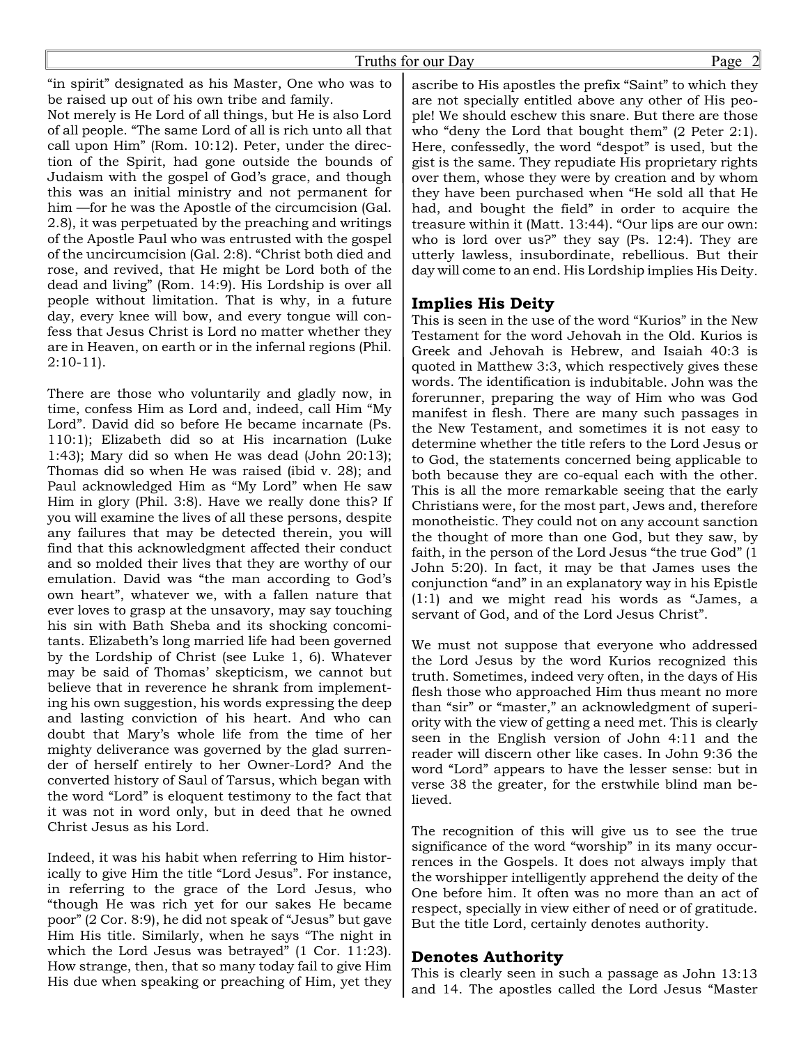"in spirit" designated as his Master, One who was to be raised up out of his own tribe and family.
Not merely is He Lord of all things, but He is also Lord of all people. "The same Lord of all is rich unto all that call upon Him" (Rom. 10:12). Peter, under the direction of the Spirit, had gone outside the bounds of Judaism with the gospel of God's grace, and though this was an initial ministry and not permanent for him —for he was the Apostle of the circumcision (Gal. 2.8), it was perpetuated by the preaching and writings of the Apostle Paul who was entrusted with the gospel of the uncircumcision (Gal. 2:8). "Christ both died and rose, and revived, that He might be Lord both of the dead and living" (Rom. 14:9). His Lordship is over all people without limitation. That is why, in a future day, every knee will bow, and every tongue will confess that Jesus Christ is Lord no matter whether they are in Heaven, on earth or in the infernal regions (Phil. 2:10-11).

There are those who voluntarily and gladly now, in time, confess Him as Lord and, indeed, call Him "My Lord". David did so before He became incarnate (Ps. 110:1); Elizabeth did so at His incarnation (Luke 1:43); Mary did so when He was dead (John 20:13); Thomas did so when He was raised (ibid v. 28); and Paul acknowledged Him as "My Lord" when He saw Him in glory (Phil. 3:8). Have we really done this? If you will examine the lives of all these persons, despite any failures that may be detected therein, you will find that this acknowledgment affected their conduct and so molded their lives that they are worthy of our emulation. David was "the man according to God's own heart", whatever we, with a fallen nature that ever loves to grasp at the unsavory, may say touching his sin with Bath Sheba and its shocking concomitants. Elizabeth's long married life had been governed by the Lordship of Christ (see Luke 1, 6). Whatever may be said of Thomas' skepticism, we cannot but believe that in reverence he shrank from implementing his own suggestion, his words expressing the deep and lasting conviction of his heart. And who can doubt that Mary's whole life from the time of her mighty deliverance was governed by the glad surrender of herself entirely to her Owner-Lord? And the converted history of Saul of Tarsus, which began with the word "Lord" is eloquent testimony to the fact that it was not in word only, but in deed that he owned Christ Jesus as his Lord.

Indeed, it was his habit when referring to Him historically to give Him the title "Lord Jesus". For instance, in referring to the grace of the Lord Jesus, who "though He was rich yet for our sakes He became poor" (2 Cor. 8:9), he did not speak of "Jesus" but gave Him His title. Similarly, when he says "The night in which the Lord Jesus was betrayed" (1 Cor. 11:23). How strange, then, that so many today fail to give Him His due when speaking or preaching of Him, yet they ascribe to His apostles the prefix "Saint" to which they are not specially entitled above any other of His people! We should eschew this snare. But there are those who "deny the Lord that bought them" (2 Peter 2:1). Here, confessedly, the word "despot" is used, but the gist is the same. They repudiate His proprietary rights over them, whose they were by creation and by whom they have been purchased when "He sold all that He had, and bought the field" in order to acquire the treasure within it (Matt. 13:44). "Our lips are our own: who is lord over us?" they say (Ps. 12:4). They are utterly lawless, insubordinate, rebellious. But their day will come to an end. His Lordship implies His Deity.

## Implies His Deity

This is seen in the use of the word "Kurios" in the New Testament for the word Jehovah in the Old. Kurios is Greek and Jehovah is Hebrew, and Isaiah 40:3 is quoted in Matthew 3:3, which respectively gives these words. The identification is indubitable. John was the forerunner, preparing the way of Him who was God manifest in flesh. There are many such passages in the New Testament, and sometimes it is not easy to determine whether the title refers to the Lord Jesus or to God, the statements concerned being applicable to both because they are co-equal each with the other. This is all the more remarkable seeing that the early Christians were, for the most part, Jews and, therefore monotheistic. They could not on any account sanction the thought of more than one God, but they saw, by faith, in the person of the Lord Jesus "the true God" (1 John 5:20). In fact, it may be that James uses the conjunction "and" in an explanatory way in his Epistle (1:1) and we might read his words as "James, a servant of God, and of the Lord Jesus Christ".

We must not suppose that everyone who addressed the Lord Jesus by the word Kurios recognized this truth. Sometimes, indeed very often, in the days of His flesh those who approached Him thus meant no more than "sir" or "master," an acknowledgment of superiority with the view of getting a need met. This is clearly seen in the English version of John 4:11 and the reader will discern other like cases. In John 9:36 the word "Lord" appears to have the lesser sense: but in verse 38 the greater, for the erstwhile blind man believed.

The recognition of this will give us to see the true significance of the word "worship" in its many occurrences in the Gospels. It does not always imply that the worshipper intelligently apprehend the deity of the One before him. It often was no more than an act of respect, specially in view either of need or of gratitude. But the title Lord, certainly denotes authority.

## Denotes Authority

This is clearly seen in such a passage as John 13:13 and 14. The apostles called the Lord Jesus "Master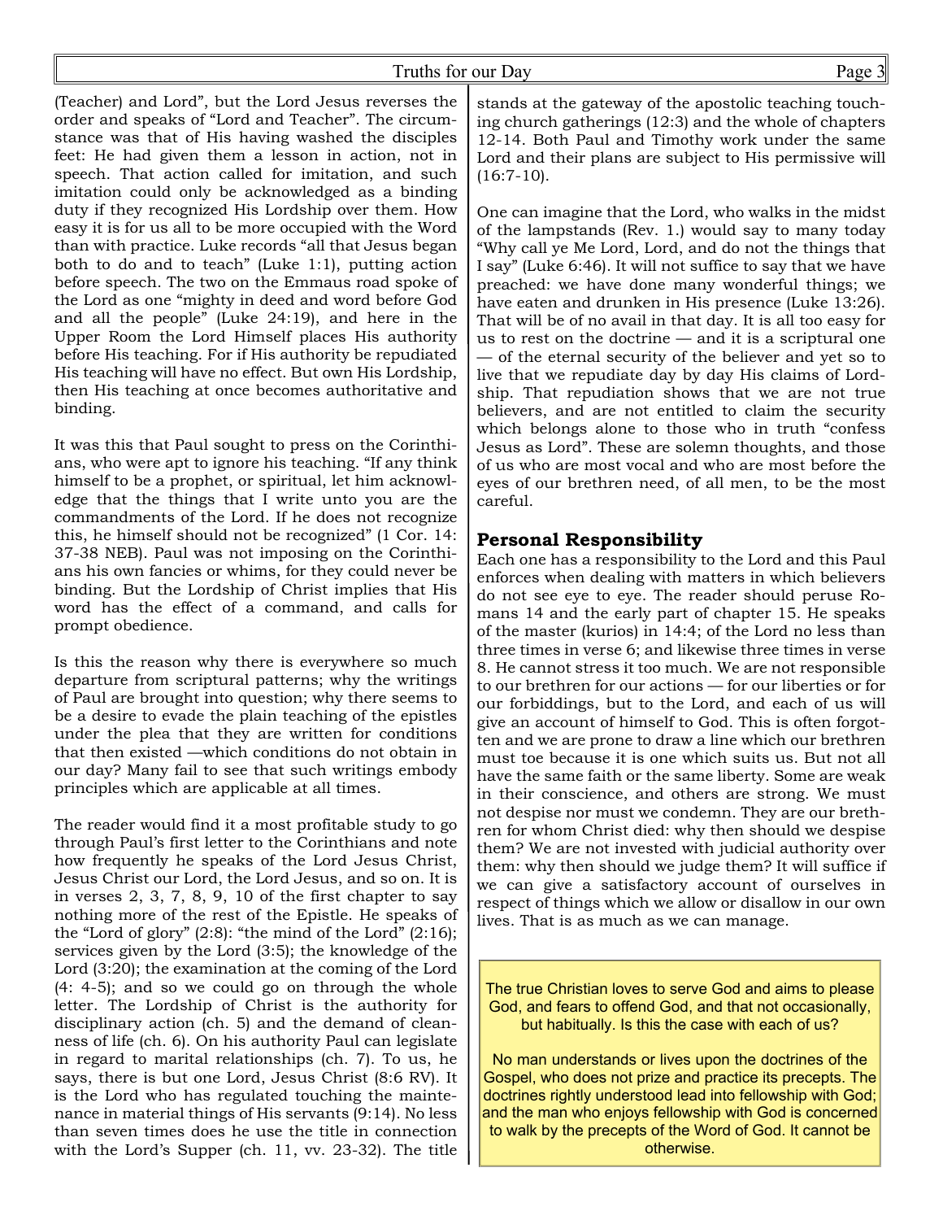(Teacher) and Lord", but the Lord Jesus reverses the order and speaks of "Lord and Teacher". The circumstance was that of His having washed the disciples feet: He had given them a lesson in action, not in speech. That action called for imitation, and such imitation could only be acknowledged as a binding duty if they recognized His Lordship over them. How easy it is for us all to be more occupied with the Word than with practice. Luke records "all that Jesus began both to do and to teach" (Luke 1:1), putting action before speech. The two on the Emmaus road spoke of the Lord as one "mighty in deed and word before God and all the people" (Luke 24:19), and here in the Upper Room the Lord Himself places His authority before His teaching. For if His authority be repudiated His teaching will have no effect. But own His Lordship, then His teaching at once becomes authoritative and binding.

It was this that Paul sought to press on the Corinthians, who were apt to ignore his teaching. "If any think himself to be a prophet, or spiritual, let him acknowledge that the things that I write unto you are the commandments of the Lord. If he does not recognize this, he himself should not be recognized" (1 Cor. 14: 37-38 NEB). Paul was not imposing on the Corinthians his own fancies or whims, for they could never be binding. But the Lordship of Christ implies that His word has the effect of a command, and calls for prompt obedience.

Is this the reason why there is everywhere so much departure from scriptural patterns; why the writings of Paul are brought into question; why there seems to be a desire to evade the plain teaching of the epistles under the plea that they are written for conditions that then existed —which conditions do not obtain in our day? Many fail to see that such writings embody principles which are applicable at all times.

The reader would find it a most profitable study to go through Paul's first letter to the Corinthians and note how frequently he speaks of the Lord Jesus Christ, Jesus Christ our Lord, the Lord Jesus, and so on. It is in verses 2, 3, 7, 8, 9, 10 of the first chapter to say nothing more of the rest of the Epistle. He speaks of the "Lord of glory" (2:8): "the mind of the Lord" (2:16); services given by the Lord (3:5); the knowledge of the Lord (3:20); the examination at the coming of the Lord (4: 4-5); and so we could go on through the whole letter. The Lordship of Christ is the authority for disciplinary action (ch. 5) and the demand of cleanness of life (ch. 6). On his authority Paul can legislate in regard to marital relationships (ch. 7). To us, he says, there is but one Lord, Jesus Christ (8:6 RV). It is the Lord who has regulated touching the maintenance in material things of His servants (9:14). No less than seven times does he use the title in connection with the Lord's Supper (ch. 11, vv. 23-32). The title stands at the gateway of the apostolic teaching touching church gatherings (12:3) and the whole of chapters 12-14. Both Paul and Timothy work under the same Lord and their plans are subject to His permissive will (16:7-10).

One can imagine that the Lord, who walks in the midst of the lampstands (Rev. 1.) would say to many today "Why call ye Me Lord, Lord, and do not the things that I say" (Luke 6:46). It will not suffice to say that we have preached: we have done many wonderful things; we have eaten and drunken in His presence (Luke 13:26). That will be of no avail in that day. It is all too easy for us to rest on the doctrine — and it is a scriptural one — of the eternal security of the believer and yet so to live that we repudiate day by day His claims of Lordship. That repudiation shows that we are not true believers, and are not entitled to claim the security which belongs alone to those who in truth "confess Jesus as Lord". These are solemn thoughts, and those of us who are most vocal and who are most before the eyes of our brethren need, of all men, to be the most careful.

## Personal Responsibility

Each one has a responsibility to the Lord and this Paul enforces when dealing with matters in which believers do not see eye to eye. The reader should peruse Romans 14 and the early part of chapter 15. He speaks of the master (kurios) in 14:4; of the Lord no less than three times in verse 6; and likewise three times in verse 8. He cannot stress it too much. We are not responsible to our brethren for our actions — for our liberties or for our forbiddings, but to the Lord, and each of us will give an account of himself to God. This is often forgotten and we are prone to draw a line which our brethren must toe because it is one which suits us. But not all have the same faith or the same liberty. Some are weak in their conscience, and others are strong. We must not despise nor must we condemn. They are our brethren for whom Christ died: why then should we despise them? We are not invested with judicial authority over them: why then should we judge them? It will suffice if we can give a satisfactory account of ourselves in respect of things which we allow or disallow in our own lives. That is as much as we can manage.

> The true Christian loves to serve God and aims to please God, and fears to offend God, and that not occasionally, but habitually. Is this the case with each of us?
>
> No man understands or lives upon the doctrines of the Gospel, who does not prize and practice its precepts. The doctrines rightly understood lead into fellowship with God; and the man who enjoys fellowship with God is concerned to walk by the precepts of the Word of God. It cannot be otherwise.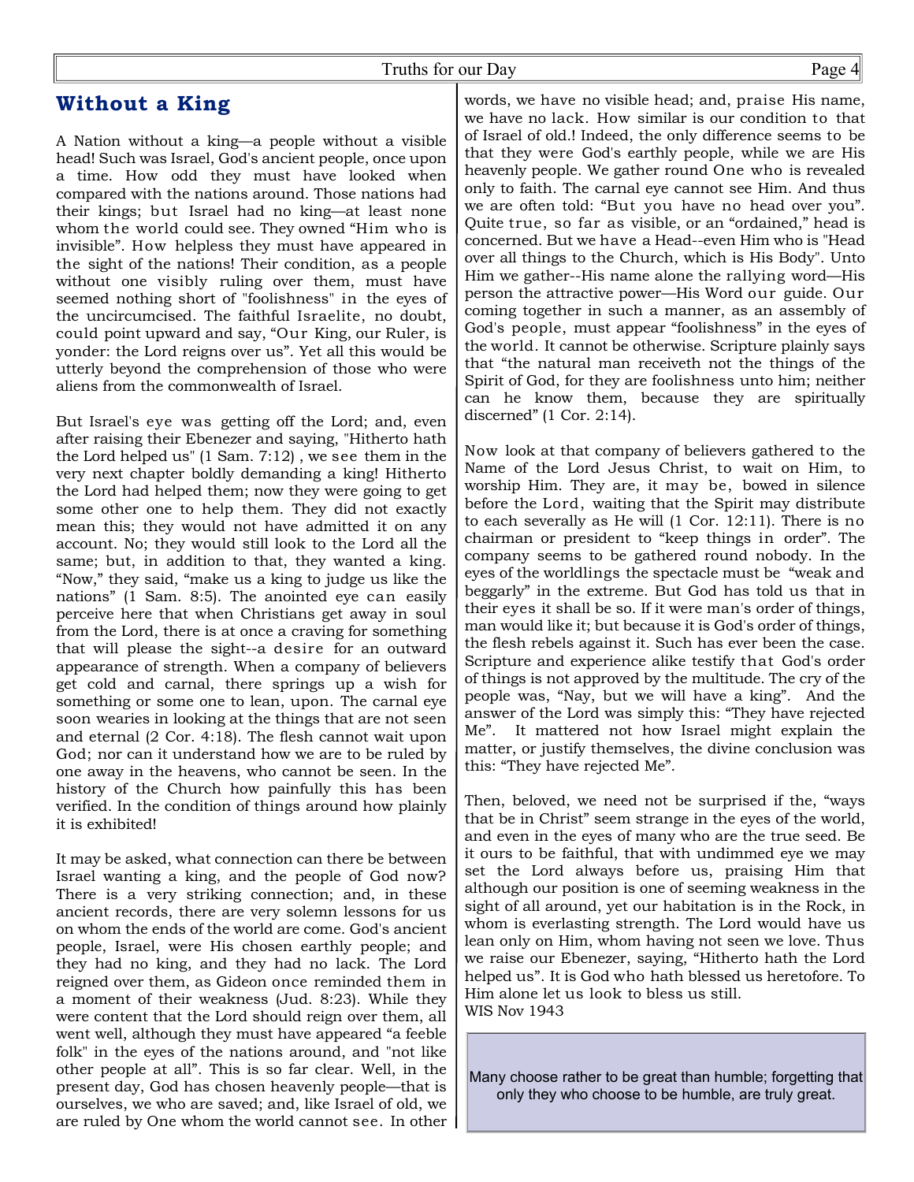## Without a King

A Nation without a king—a people without a visible head! Such was Israel, God's ancient people, once upon a time. How odd they must have looked when compared with the nations around. Those nations had their kings; but Israel had no king—at least none whom the world could see. They owned "Him who is invisible". How helpless they must have appeared in the sight of the nations! Their condition, as a people without one visibly ruling over them, must have seemed nothing short of "foolishness" in the eyes of the uncircumcised. The faithful Israelite, no doubt, could point upward and say, "Our King, our Ruler, is yonder: the Lord reigns over us". Yet all this would be utterly beyond the comprehension of those who were aliens from the commonwealth of Israel.

But Israel's eye was getting off the Lord; and, even after raising their Ebenezer and saying, "Hitherto hath the Lord helped us" (1 Sam. 7:12) , we see them in the very next chapter boldly demanding a king! Hitherto the Lord had helped them; now they were going to get some other one to help them. They did not exactly mean this; they would not have admitted it on any account. No; they would still look to the Lord all the same; but, in addition to that, they wanted a king. "Now," they said, "make us a king to judge us like the nations" (1 Sam. 8:5). The anointed eye can easily perceive here that when Christians get away in soul from the Lord, there is at once a craving for something that will please the sight--a desire for an outward appearance of strength. When a company of believers get cold and carnal, there springs up a wish for something or some one to lean, upon. The carnal eye soon wearies in looking at the things that are not seen and eternal (2 Cor. 4:18). The flesh cannot wait upon God; nor can it understand how we are to be ruled by one away in the heavens, who cannot be seen. In the history of the Church how painfully this has been verified. In the condition of things around how plainly it is exhibited!

It may be asked, what connection can there be between Israel wanting a king, and the people of God now? There is a very striking connection; and, in these ancient records, there are very solemn lessons for us on whom the ends of the world are come. God's ancient people, Israel, were His chosen earthly people; and they had no king, and they had no lack. The Lord reigned over them, as Gideon once reminded them in a moment of their weakness (Jud. 8:23). While they were content that the Lord should reign over them, all went well, although they must have appeared "a feeble folk" in the eyes of the nations around, and "not like other people at all". This is so far clear. Well, in the present day, God has chosen heavenly people—that is ourselves, we who are saved; and, like Israel of old, we are ruled by One whom the world cannot see. In other words, we have no visible head; and, praise His name, we have no lack. How similar is our condition to that of Israel of old.! Indeed, the only difference seems to be that they were God's earthly people, while we are His heavenly people. We gather round One who is revealed only to faith. The carnal eye cannot see Him. And thus we are often told: "But you have no head over you". Quite true, so far as visible, or an "ordained," head is concerned. But we have a Head--even Him who is "Head over all things to the Church, which is His Body". Unto Him we gather--His name alone the rallying word—His person the attractive power—His Word our guide. Our coming together in such a manner, as an assembly of God's people, must appear "foolishness" in the eyes of the world. It cannot be otherwise. Scripture plainly says that "the natural man receiveth not the things of the Spirit of God, for they are foolishness unto him; neither can he know them, because they are spiritually discerned" (1 Cor. 2:14).

Now look at that company of believers gathered to the Name of the Lord Jesus Christ, to wait on Him, to worship Him. They are, it may be, bowed in silence before the Lord, waiting that the Spirit may distribute to each severally as He will (1 Cor. 12:11). There is no chairman or president to "keep things in order". The company seems to be gathered round nobody. In the eyes of the worldlings the spectacle must be "weak and beggarly" in the extreme. But God has told us that in their eyes it shall be so. If it were man's order of things, man would like it; but because it is God's order of things, the flesh rebels against it. Such has ever been the case. Scripture and experience alike testify that God's order of things is not approved by the multitude. The cry of the people was, "Nay, but we will have a king". And the answer of the Lord was simply this: "They have rejected Me". It mattered not how Israel might explain the matter, or justify themselves, the divine conclusion was this: "They have rejected Me".

Then, beloved, we need not be surprised if the, "ways that be in Christ" seem strange in the eyes of the world, and even in the eyes of many who are the true seed. Be it ours to be faithful, that with undimmed eye we may set the Lord always before us, praising Him that although our position is one of seeming weakness in the sight of all around, yet our habitation is in the Rock, in whom is everlasting strength. The Lord would have us lean only on Him, whom having not seen we love. Thus we raise our Ebenezer, saying, "Hitherto hath the Lord helped us". It is God who hath blessed us heretofore. To Him alone let us look to bless us still.

WIS Nov 1943

Many choose rather to be great than humble; forgetting that only they who choose to be humble, are truly great.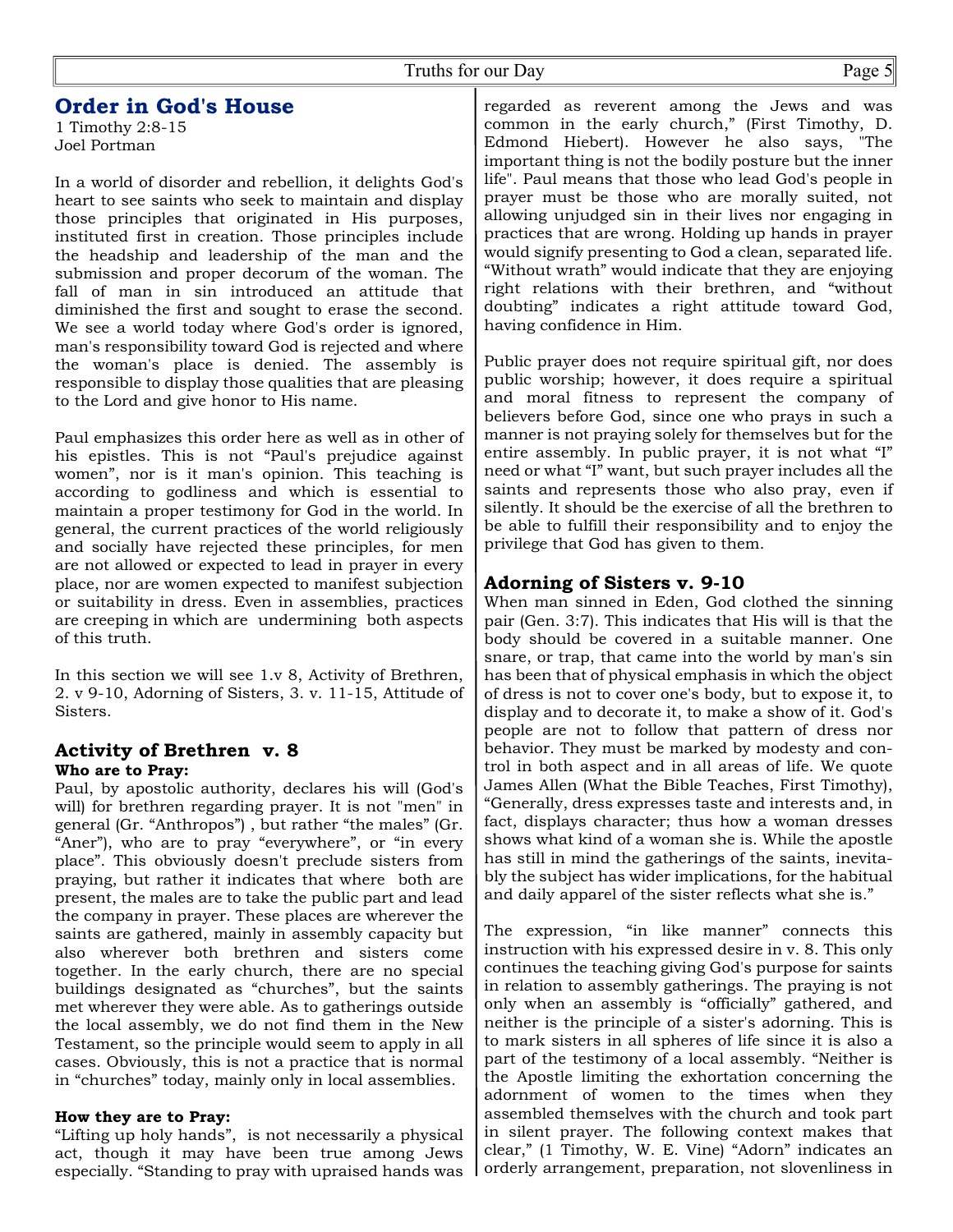## Order in God's House

1 Timothy 2:8-15
Joel Portman

In a world of disorder and rebellion, it delights God's heart to see saints who seek to maintain and display those principles that originated in His purposes, instituted first in creation. Those principles include the headship and leadership of the man and the submission and proper decorum of the woman. The fall of man in sin introduced an attitude that diminished the first and sought to erase the second. We see a world today where God's order is ignored, man's responsibility toward God is rejected and where the woman's place is denied. The assembly is responsible to display those qualities that are pleasing to the Lord and give honor to His name.

Paul emphasizes this order here as well as in other of his epistles. This is not "Paul's prejudice against women", nor is it man's opinion. This teaching is according to godliness and which is essential to maintain a proper testimony for God in the world. In general, the current practices of the world religiously and socially have rejected these principles, for men are not allowed or expected to lead in prayer in every place, nor are women expected to manifest subjection or suitability in dress. Even in assemblies, practices are creeping in which are undermining both aspects of this truth.

In this section we will see 1.v 8, Activity of Brethren, 2. v 9-10, Adorning of Sisters, 3. v. 11-15, Attitude of Sisters.

### Activity of Brethren v. 8

**Who are to Pray:**

Paul, by apostolic authority, declares his will (God's will) for brethren regarding prayer. It is not "men" in general (Gr. "Anthropos") , but rather "the males" (Gr. "Aner"), who are to pray "everywhere", or "in every place". This obviously doesn't preclude sisters from praying, but rather it indicates that where both are present, the males are to take the public part and lead the company in prayer. These places are wherever the saints are gathered, mainly in assembly capacity but also wherever both brethren and sisters come together. In the early church, there are no special buildings designated as "churches", but the saints met wherever they were able. As to gatherings outside the local assembly, we do not find them in the New Testament, so the principle would seem to apply in all cases. Obviously, this is not a practice that is normal in "churches" today, mainly only in local assemblies.

**How they are to Pray:**

"Lifting up holy hands", is not necessarily a physical act, though it may have been true among Jews especially. "Standing to pray with upraised hands was regarded as reverent among the Jews and was common in the early church," (First Timothy, D. Edmond Hiebert). However he also says, "The important thing is not the bodily posture but the inner life". Paul means that those who lead God's people in prayer must be those who are morally suited, not allowing unjudged sin in their lives nor engaging in practices that are wrong. Holding up hands in prayer would signify presenting to God a clean, separated life. "Without wrath" would indicate that they are enjoying right relations with their brethren, and "without doubting" indicates a right attitude toward God, having confidence in Him.

Public prayer does not require spiritual gift, nor does public worship; however, it does require a spiritual and moral fitness to represent the company of believers before God, since one who prays in such a manner is not praying solely for themselves but for the entire assembly. In public prayer, it is not what "I" need or what "I" want, but such prayer includes all the saints and represents those who also pray, even if silently. It should be the exercise of all the brethren to be able to fulfill their responsibility and to enjoy the privilege that God has given to them.

### Adorning of Sisters v. 9-10

When man sinned in Eden, God clothed the sinning pair (Gen. 3:7). This indicates that His will is that the body should be covered in a suitable manner. One snare, or trap, that came into the world by man's sin has been that of physical emphasis in which the object of dress is not to cover one's body, but to expose it, to display and to decorate it, to make a show of it. God's people are not to follow that pattern of dress nor behavior. They must be marked by modesty and control in both aspect and in all areas of life. We quote James Allen (What the Bible Teaches, First Timothy), "Generally, dress expresses taste and interests and, in fact, displays character; thus how a woman dresses shows what kind of a woman she is. While the apostle has still in mind the gatherings of the saints, inevitably the subject has wider implications, for the habitual and daily apparel of the sister reflects what she is."

The expression, "in like manner" connects this instruction with his expressed desire in v. 8. This only continues the teaching giving God's purpose for saints in relation to assembly gatherings. The praying is not only when an assembly is "officially" gathered, and neither is the principle of a sister's adorning. This is to mark sisters in all spheres of life since it is also a part of the testimony of a local assembly. "Neither is the Apostle limiting the exhortation concerning the adornment of women to the times when they assembled themselves with the church and took part in silent prayer. The following context makes that clear," (1 Timothy, W. E. Vine) "Adorn" indicates an orderly arrangement, preparation, not slovenliness in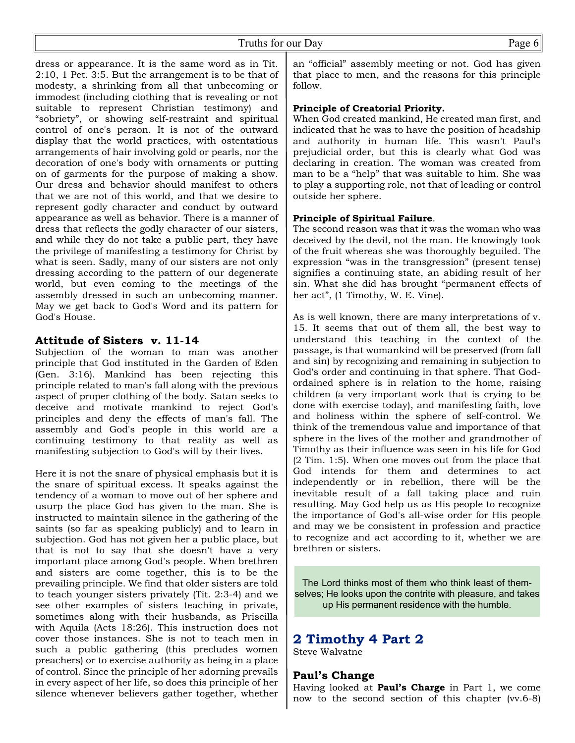dress or appearance. It is the same word as in Tit. 2:10, 1 Pet. 3:5. But the arrangement is to be that of modesty, a shrinking from all that unbecoming or immodest (including clothing that is revealing or not suitable to represent Christian testimony) and "sobriety", or showing self-restraint and spiritual control of one's person. It is not of the outward display that the world practices, with ostentatious arrangements of hair involving gold or pearls, nor the decoration of one's body with ornaments or putting on of garments for the purpose of making a show. Our dress and behavior should manifest to others that we are not of this world, and that we desire to represent godly character and conduct by outward appearance as well as behavior. There is a manner of dress that reflects the godly character of our sisters, and while they do not take a public part, they have the privilege of manifesting a testimony for Christ by what is seen. Sadly, many of our sisters are not only dressing according to the pattern of our degenerate world, but even coming to the meetings of the assembly dressed in such an unbecoming manner. May we get back to God's Word and its pattern for God's House.

## Attitude of Sisters v. 11-14

Subjection of the woman to man was another principle that God instituted in the Garden of Eden (Gen. 3:16). Mankind has been rejecting this principle related to man's fall along with the previous aspect of proper clothing of the body. Satan seeks to deceive and motivate mankind to reject God's principles and deny the effects of man's fall. The assembly and God's people in this world are a continuing testimony to that reality as well as manifesting subjection to God's will by their lives.

Here it is not the snare of physical emphasis but it is the snare of spiritual excess. It speaks against the tendency of a woman to move out of her sphere and usurp the place God has given to the man. She is instructed to maintain silence in the gathering of the saints (so far as speaking publicly) and to learn in subjection. God has not given her a public place, but that is not to say that she doesn't have a very important place among God's people. When brethren and sisters are come together, this is to be the prevailing principle. We find that older sisters are told to teach younger sisters privately (Tit. 2:3-4) and we see other examples of sisters teaching in private, sometimes along with their husbands, as Priscilla with Aquila (Acts 18:26). This instruction does not cover those instances. She is not to teach men in such a public gathering (this precludes women preachers) or to exercise authority as being in a place of control. Since the principle of her adorning prevails in every aspect of her life, so does this principle of her silence whenever believers gather together, whether an "official" assembly meeting or not. God has given that place to men, and the reasons for this principle follow.

**Principle of Creatorial Priority.**
When God created mankind, He created man first, and indicated that he was to have the position of headship and authority in human life. This wasn't Paul's prejudicial order, but this is clearly what God was declaring in creation. The woman was created from man to be a "help" that was suitable to him. She was to play a supporting role, not that of leading or control outside her sphere.

**Principle of Spiritual Failure**.
The second reason was that it was the woman who was deceived by the devil, not the man. He knowingly took of the fruit whereas she was thoroughly beguiled. The expression "was in the transgression" (present tense) signifies a continuing state, an abiding result of her sin. What she did has brought "permanent effects of her act", (1 Timothy, W. E. Vine).

As is well known, there are many interpretations of v. 15. It seems that out of them all, the best way to understand this teaching in the context of the passage, is that womankind will be preserved (from fall and sin) by recognizing and remaining in subjection to God's order and continuing in that sphere. That God-ordained sphere is in relation to the home, raising children (a very important work that is crying to be done with exercise today), and manifesting faith, love and holiness within the sphere of self-control. We think of the tremendous value and importance of that sphere in the lives of the mother and grandmother of Timothy as their influence was seen in his life for God (2 Tim. 1:5). When one moves out from the place that God intends for them and determines to act independently or in rebellion, there will be the inevitable result of a fall taking place and ruin resulting. May God help us as His people to recognize the importance of God's all-wise order for His people and may we be consistent in profession and practice to recognize and act according to it, whether we are brethren or sisters.

> The Lord thinks most of them who think least of themselves; He looks upon the contrite with pleasure, and takes up His permanent residence with the humble.

# 2 Timothy 4 Part 2

Steve Walvatne

## Paul's Change

Having looked at **Paul's Charge** in Part 1, we come now to the second section of this chapter (vv.6-8)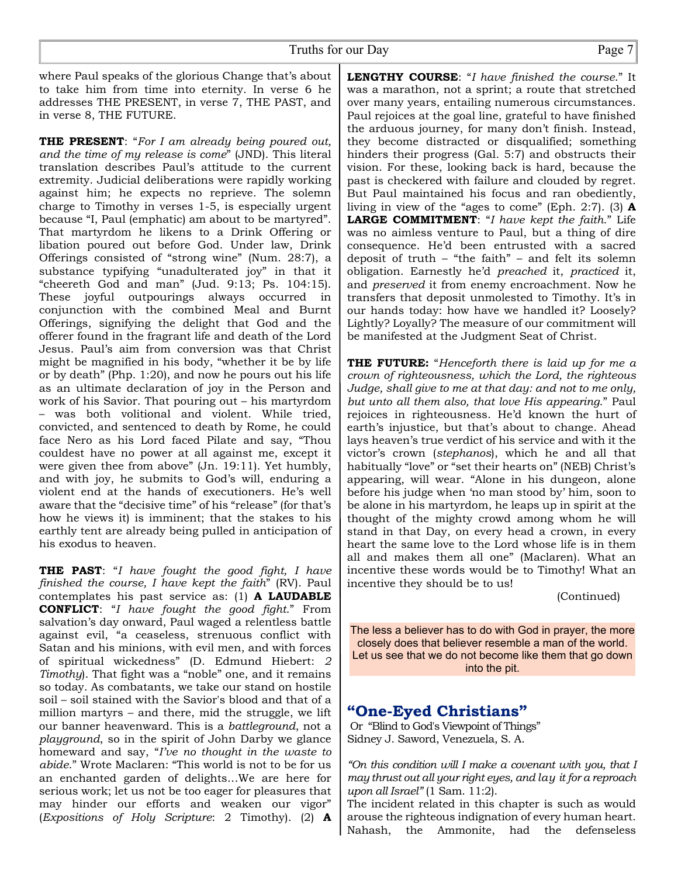where Paul speaks of the glorious Change that's about to take him from time into eternity. In verse 6 he addresses THE PRESENT, in verse 7, THE PAST, and in verse 8, THE FUTURE.

**THE PRESENT**: "*For I am already being poured out, and the time of my release is come*" (JND). This literal translation describes Paul's attitude to the current extremity. Judicial deliberations were rapidly working against him; he expects no reprieve. The solemn charge to Timothy in verses 1-5, is especially urgent because "I, Paul (emphatic) am about to be martyred". That martyrdom he likens to a Drink Offering or libation poured out before God. Under law, Drink Offerings consisted of "strong wine" (Num. 28:7), a substance typifying "unadulterated joy" in that it "cheereth God and man" (Jud. 9:13; Ps. 104:15). These joyful outpourings always occurred in conjunction with the combined Meal and Burnt Offerings, signifying the delight that God and the offerer found in the fragrant life and death of the Lord Jesus. Paul's aim from conversion was that Christ might be magnified in his body, "whether it be by life or by death" (Php. 1:20), and now he pours out his life as an ultimate declaration of joy in the Person and work of his Savior. That pouring out – his martyrdom – was both volitional and violent. While tried, convicted, and sentenced to death by Rome, he could face Nero as his Lord faced Pilate and say, "Thou couldest have no power at all against me, except it were given thee from above" (Jn. 19:11). Yet humbly, and with joy, he submits to God's will, enduring a violent end at the hands of executioners. He's well aware that the "decisive time" of his "release" (for that's how he views it) is imminent; that the stakes to his earthly tent are already being pulled in anticipation of his exodus to heaven.

**THE PAST**: "*I have fought the good fight, I have finished the course, I have kept the faith*" (RV). Paul contemplates his past service as: (1) **A LAUDABLE CONFLICT**: "*I have fought the good fight.*" From salvation's day onward, Paul waged a relentless battle against evil, "a ceaseless, strenuous conflict with Satan and his minions, with evil men, and with forces of spiritual wickedness" (D. Edmund Hiebert: *2 Timothy*). That fight was a "noble" one, and it remains so today. As combatants, we take our stand on hostile soil – soil stained with the Savior's blood and that of a million martyrs – and there, mid the struggle, we lift our banner heavenward. This is a *battleground*, not a *playground*, so in the spirit of John Darby we glance homeward and say, "*I've no thought in the waste to abide.*" Wrote Maclaren: "This world is not to be for us an enchanted garden of delights…We are here for serious work; let us not be too eager for pleasures that may hinder our efforts and weaken our vigor" (*Expositions of Holy Scripture*: 2 Timothy). (2) **A LENGTHY COURSE**: "*I have finished the course.*" It was a marathon, not a sprint; a route that stretched over many years, entailing numerous circumstances. Paul rejoices at the goal line, grateful to have finished the arduous journey, for many don't finish. Instead, they become distracted or disqualified; something hinders their progress (Gal. 5:7) and obstructs their vision. For these, looking back is hard, because the past is checkered with failure and clouded by regret. But Paul maintained his focus and ran obediently, living in view of the "ages to come" (Eph. 2:7). (3) **A LARGE COMMITMENT**: "*I have kept the faith.*" Life was no aimless venture to Paul, but a thing of dire consequence. He'd been entrusted with a sacred deposit of truth – "the faith" – and felt its solemn obligation. Earnestly he'd *preached* it, *practiced* it, and *preserved* it from enemy encroachment. Now he transfers that deposit unmolested to Timothy. It's in our hands today: how have we handled it? Loosely? Lightly? Loyally? The measure of our commitment will be manifested at the Judgment Seat of Christ.

**THE FUTURE:** "*Henceforth there is laid up for me a crown of righteousness, which the Lord, the righteous Judge, shall give to me at that day: and not to me only, but unto all them also, that love His appearing.*" Paul rejoices in righteousness. He'd known the hurt of earth's injustice, but that's about to change. Ahead lays heaven's true verdict of his service and with it the victor's crown (*stephanos*), which he and all that habitually "love" or "set their hearts on" (NEB) Christ's appearing, will wear. "Alone in his dungeon, alone before his judge when 'no man stood by' him, soon to be alone in his martyrdom, he leaps up in spirit at the thought of the mighty crowd among whom he will stand in that Day, on every head a crown, in every heart the same love to the Lord whose life is in them all and makes them all one" (Maclaren). What an incentive these words would be to Timothy! What an incentive they should be to us!

(Continued)

The less a believer has to do with God in prayer, the more closely does that believer resemble a man of the world. Let us see that we do not become like them that go down into the pit.

## "One-Eyed Christians"

Or "Blind to God's Viewpoint of Things"
Sidney J. Saword, Venezuela, S. A.

*"On this condition will I make a covenant with you, that I may thrust out all your right eyes, and lay it for a reproach upon all Israel"* (1 Sam. 11:2).

The incident related in this chapter is such as would arouse the righteous indignation of every human heart. Nahash, the Ammonite, had the defenseless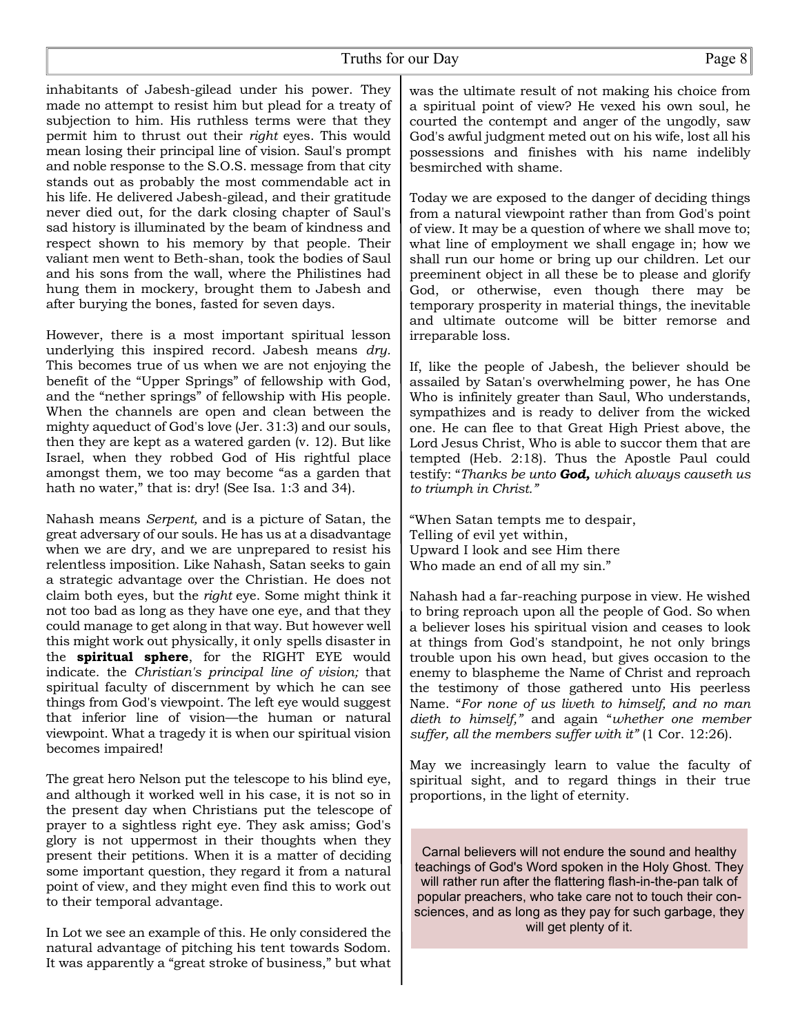inhabitants of Jabesh-gilead under his power. They made no attempt to resist him but plead for a treaty of subjection to him. His ruthless terms were that they permit him to thrust out their *right* eyes. This would mean losing their principal line of vision. Saul's prompt and noble response to the S.O.S. message from that city stands out as probably the most commendable act in his life. He delivered Jabesh-gilead, and their gratitude never died out, for the dark closing chapter of Saul's sad history is illuminated by the beam of kindness and respect shown to his memory by that people. Their valiant men went to Beth-shan, took the bodies of Saul and his sons from the wall, where the Philistines had hung them in mockery, brought them to Jabesh and after burying the bones, fasted for seven days.

However, there is a most important spiritual lesson underlying this inspired record. Jabesh means *dry*. This becomes true of us when we are not enjoying the benefit of the "Upper Springs" of fellowship with God, and the "nether springs" of fellowship with His people. When the channels are open and clean between the mighty aqueduct of God's love (Jer. 31:3) and our souls, then they are kept as a watered garden (v. 12). But like Israel, when they robbed God of His rightful place amongst them, we too may become "as a garden that hath no water," that is: dry! (See Isa. 1:3 and 34).

Nahash means *Serpent,* and is a picture of Satan, the great adversary of our souls. He has us at a disadvantage when we are dry, and we are unprepared to resist his relentless imposition. Like Nahash, Satan seeks to gain a strategic advantage over the Christian. He does not claim both eyes, but the *right* eye. Some might think it not too bad as long as they have one eye, and that they could manage to get along in that way. But however well this might work out physically, it only spells disaster in the **spiritual sphere**, for the RIGHT EYE would indicate. the *Christian's principal line of vision;* that spiritual faculty of discernment by which he can see things from God's viewpoint. The left eye would suggest that inferior line of vision—the human or natural viewpoint. What a tragedy it is when our spiritual vision becomes impaired!

The great hero Nelson put the telescope to his blind eye, and although it worked well in his case, it is not so in the present day when Christians put the telescope of prayer to a sightless right eye. They ask amiss; God's glory is not uppermost in their thoughts when they present their petitions. When it is a matter of deciding some important question, they regard it from a natural point of view, and they might even find this to work out to their temporal advantage.

In Lot we see an example of this. He only considered the natural advantage of pitching his tent towards Sodom. It was apparently a "great stroke of business," but what was the ultimate result of not making his choice from a spiritual point of view? He vexed his own soul, he courted the contempt and anger of the ungodly, saw God's awful judgment meted out on his wife, lost all his possessions and finishes with his name indelibly besmirched with shame.

Today we are exposed to the danger of deciding things from a natural viewpoint rather than from God's point of view. It may be a question of where we shall move to; what line of employment we shall engage in; how we shall run our home or bring up our children. Let our preeminent object in all these be to please and glorify God, or otherwise, even though there may be temporary prosperity in material things, the inevitable and ultimate outcome will be bitter remorse and irreparable loss.

If, like the people of Jabesh, the believer should be assailed by Satan's overwhelming power, he has One Who is infinitely greater than Saul, Who understands, sympathizes and is ready to deliver from the wicked one. He can flee to that Great High Priest above, the Lord Jesus Christ, Who is able to succor them that are tempted (Heb. 2:18). Thus the Apostle Paul could testify: "*Thanks be unto **God,** which always causeth us to triumph in Christ."*

"When Satan tempts me to despair,
Telling of evil yet within,
Upward I look and see Him there
Who made an end of all my sin."

Nahash had a far-reaching purpose in view. He wished to bring reproach upon all the people of God. So when a believer loses his spiritual vision and ceases to look at things from God's standpoint, he not only brings trouble upon his own head, but gives occasion to the enemy to blaspheme the Name of Christ and reproach the testimony of those gathered unto His peerless Name. "*For none of us liveth to himself, and no man dieth to himself,"* and again "*whether one member suffer, all the members suffer with it"* (1 Cor. 12:26).

May we increasingly learn to value the faculty of spiritual sight, and to regard things in their true proportions, in the light of eternity.

Carnal believers will not endure the sound and healthy teachings of God's Word spoken in the Holy Ghost. They will rather run after the flattering flash-in-the-pan talk of popular preachers, who take care not to touch their consciences, and as long as they pay for such garbage, they will get plenty of it.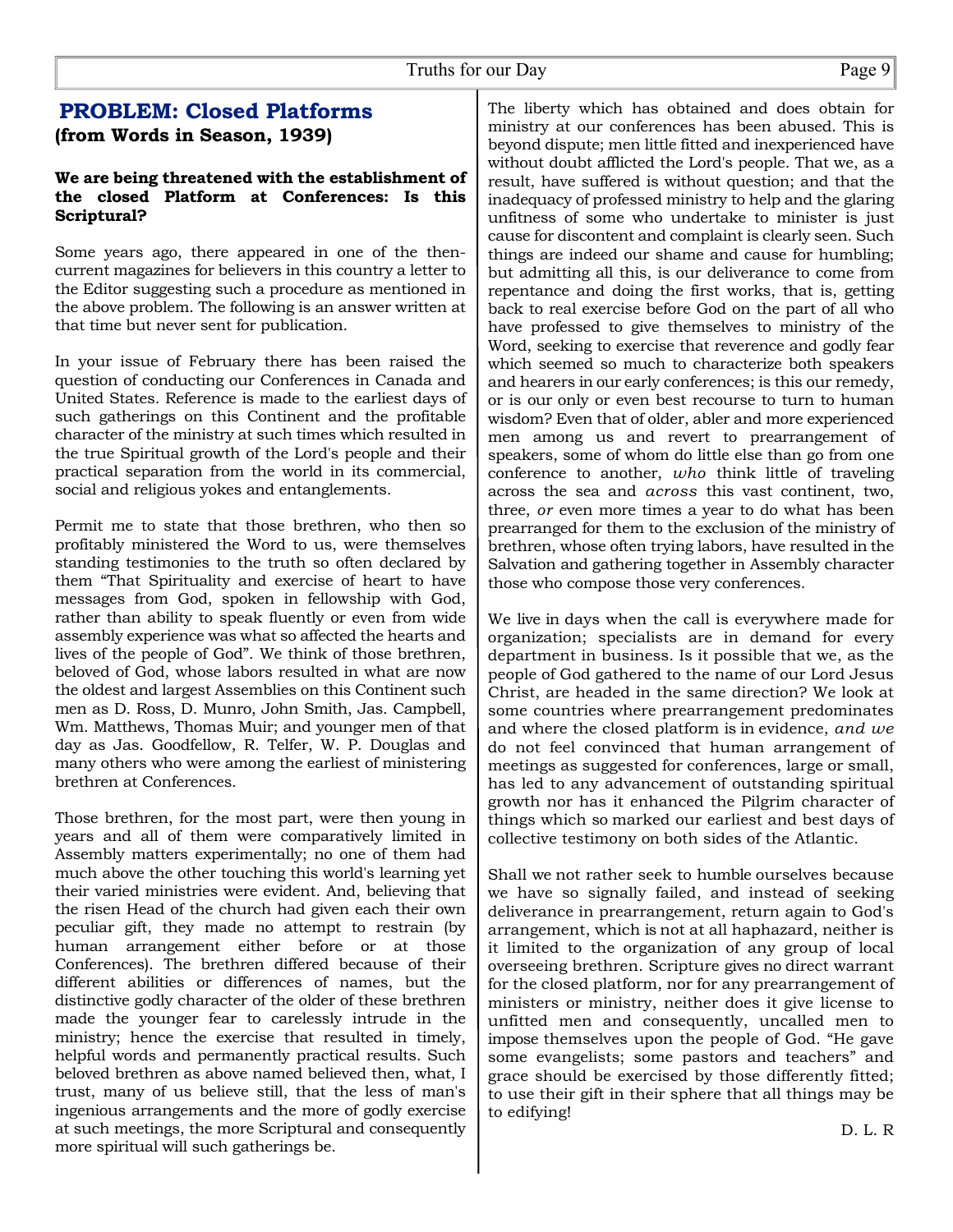## PROBLEM: Closed Platforms

**(from Words in Season, 1939)**

**We are being threatened with the establishment of the closed Platform at Conferences: Is this Scriptural?**

Some years ago, there appeared in one of the then-current magazines for believers in this country a letter to the Editor suggesting such a procedure as mentioned in the above problem. The following is an answer written at that time but never sent for publication.

In your issue of February there has been raised the question of conducting our Conferences in Canada and United States. Reference is made to the earliest days of such gatherings on this Continent and the profitable character of the ministry at such times which resulted in the true Spiritual growth of the Lord's people and their practical separation from the world in its commercial, social and religious yokes and entanglements.

Permit me to state that those brethren, who then so profitably ministered the Word to us, were themselves standing testimonies to the truth so often declared by them "That Spirituality and exercise of heart to have messages from God, spoken in fellowship with God, rather than ability to speak fluently or even from wide assembly experience was what so affected the hearts and lives of the people of God". We think of those brethren, beloved of God, whose labors resulted in what are now the oldest and largest Assemblies on this Continent such men as D. Ross, D. Munro, John Smith, Jas. Campbell, Wm. Matthews, Thomas Muir; and younger men of that day as Jas. Goodfellow, R. Telfer, W. P. Douglas and many others who were among the earliest of ministering brethren at Conferences.

Those brethren, for the most part, were then young in years and all of them were comparatively limited in Assembly matters experimentally; no one of them had much above the other touching this world's learning yet their varied ministries were evident. And, believing that the risen Head of the church had given each their own peculiar gift, they made no attempt to restrain (by human arrangement either before or at those Conferences). The brethren differed because of their different abilities or differences of names, but the distinctive godly character of the older of these brethren made the younger fear to carelessly intrude in the ministry; hence the exercise that resulted in timely, helpful words and permanently practical results. Such beloved brethren as above named believed then, what, I trust, many of us believe still, that the less of man's ingenious arrangements and the more of godly exercise at such meetings, the more Scriptural and consequently more spiritual will such gatherings be.

The liberty which has obtained and does obtain for ministry at our conferences has been abused. This is beyond dispute; men little fitted and inexperienced have without doubt afflicted the Lord's people. That we, as a result, have suffered is without question; and that the inadequacy of professed ministry to help and the glaring unfitness of some who undertake to minister is just cause for discontent and complaint is clearly seen. Such things are indeed our shame and cause for humbling; but admitting all this, is our deliverance to come from repentance and doing the first works, that is, getting back to real exercise before God on the part of all who have professed to give themselves to ministry of the Word, seeking to exercise that reverence and godly fear which seemed so much to characterize both speakers and hearers in our early conferences; is this our remedy, or is our only or even best recourse to turn to human wisdom? Even that of older, abler and more experienced men among us and revert to prearrangement of speakers, some of whom do little else than go from one conference to another, *who* think little of traveling across the sea and *across* this vast continent, two, three, *or* even more times a year to do what has been prearranged for them to the exclusion of the ministry of brethren, whose often trying labors, have resulted in the Salvation and gathering together in Assembly character those who compose those very conferences.

We live in days when the call is everywhere made for organization; specialists are in demand for every department in business. Is it possible that we, as the people of God gathered to the name of our Lord Jesus Christ, are headed in the same direction? We look at some countries where prearrangement predominates and where the closed platform is in evidence, *and we* do not feel convinced that human arrangement of meetings as suggested for conferences, large or small, has led to any advancement of outstanding spiritual growth nor has it enhanced the Pilgrim character of things which so marked our earliest and best days of collective testimony on both sides of the Atlantic.

Shall we not rather seek to humble ourselves because we have so signally failed, and instead of seeking deliverance in prearrangement, return again to God's arrangement, which is not at all haphazard, neither is it limited to the organization of any group of local overseeing brethren. Scripture gives no direct warrant for the closed platform, nor for any prearrangement of ministers or ministry, neither does it give license to unfitted men and consequently, uncalled men to impose themselves upon the people of God. "He gave some evangelists; some pastors and teachers" and grace should be exercised by those differently fitted; to use their gift in their sphere that all things may be to edifying!

D. L. R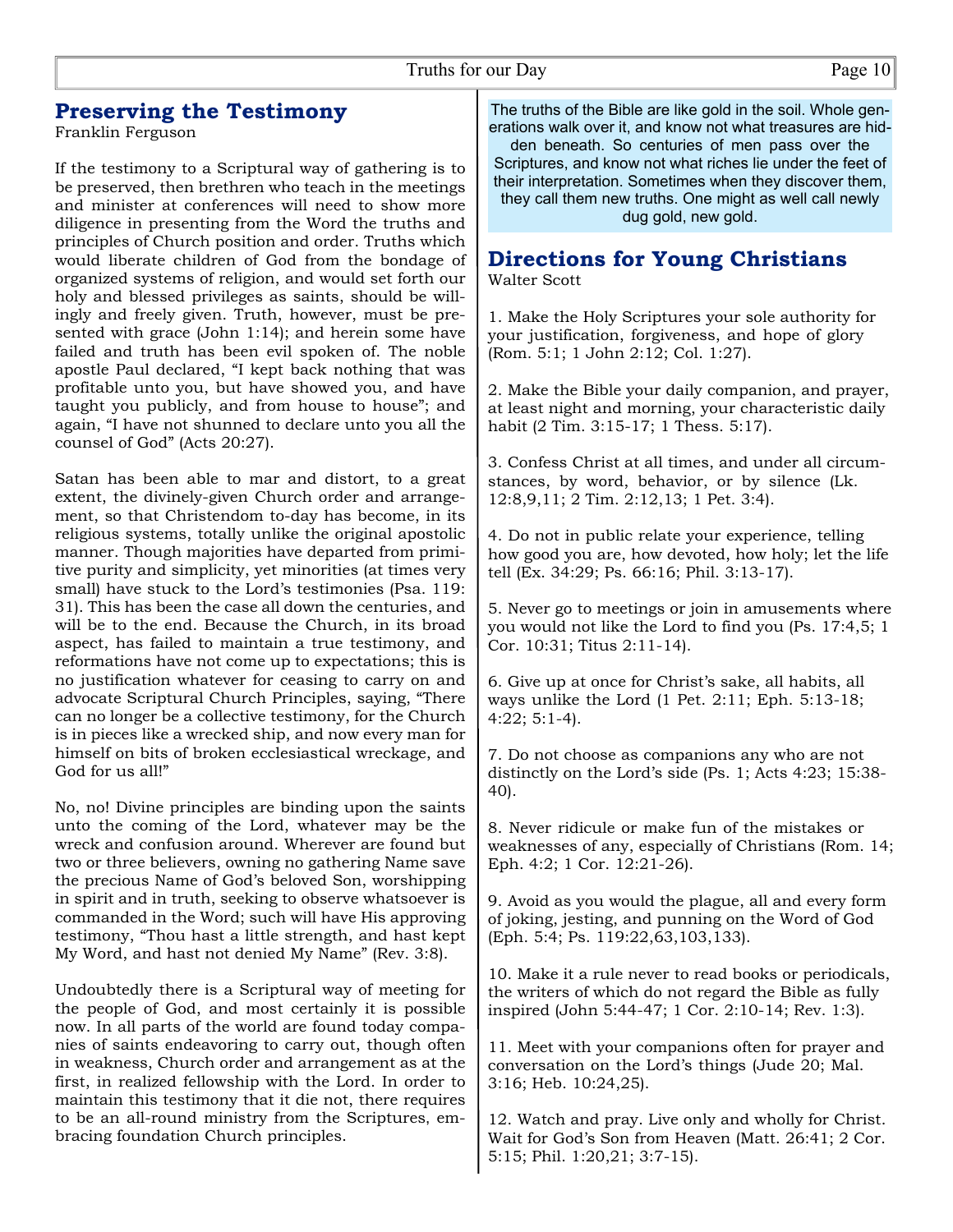## Preserving the Testimony

Franklin Ferguson

If the testimony to a Scriptural way of gathering is to be preserved, then brethren who teach in the meetings and minister at conferences will need to show more diligence in presenting from the Word the truths and principles of Church position and order. Truths which would liberate children of God from the bondage of organized systems of religion, and would set forth our holy and blessed privileges as saints, should be willingly and freely given. Truth, however, must be presented with grace (John 1:14); and herein some have failed and truth has been evil spoken of. The noble apostle Paul declared, "I kept back nothing that was profitable unto you, but have showed you, and have taught you publicly, and from house to house"; and again, "I have not shunned to declare unto you all the counsel of God" (Acts 20:27).

Satan has been able to mar and distort, to a great extent, the divinely-given Church order and arrangement, so that Christendom to-day has become, in its religious systems, totally unlike the original apostolic manner. Though majorities have departed from primitive purity and simplicity, yet minorities (at times very small) have stuck to the Lord's testimonies (Psa. 119: 31). This has been the case all down the centuries, and will be to the end. Because the Church, in its broad aspect, has failed to maintain a true testimony, and reformations have not come up to expectations; this is no justification whatever for ceasing to carry on and advocate Scriptural Church Principles, saying, "There can no longer be a collective testimony, for the Church is in pieces like a wrecked ship, and now every man for himself on bits of broken ecclesiastical wreckage, and God for us all!"

No, no! Divine principles are binding upon the saints unto the coming of the Lord, whatever may be the wreck and confusion around. Wherever are found but two or three believers, owning no gathering Name save the precious Name of God's beloved Son, worshipping in spirit and in truth, seeking to observe whatsoever is commanded in the Word; such will have His approving testimony, "Thou hast a little strength, and hast kept My Word, and hast not denied My Name" (Rev. 3:8).

Undoubtedly there is a Scriptural way of meeting for the people of God, and most certainly it is possible now. In all parts of the world are found today companies of saints endeavoring to carry out, though often in weakness, Church order and arrangement as at the first, in realized fellowship with the Lord. In order to maintain this testimony that it die not, there requires to be an all-round ministry from the Scriptures, embracing foundation Church principles.

The truths of the Bible are like gold in the soil. Whole generations walk over it, and know not what treasures are hidden beneath. So centuries of men pass over the Scriptures, and know not what riches lie under the feet of their interpretation. Sometimes when they discover them, they call them new truths. One might as well call newly dug gold, new gold.

## Directions for Young Christians

Walter Scott

1. Make the Holy Scriptures your sole authority for your justification, forgiveness, and hope of glory (Rom. 5:1; 1 John 2:12; Col. 1:27).

2. Make the Bible your daily companion, and prayer, at least night and morning, your characteristic daily habit (2 Tim. 3:15-17; 1 Thess. 5:17).

3. Confess Christ at all times, and under all circumstances, by word, behavior, or by silence (Lk. 12:8,9,11; 2 Tim. 2:12,13; 1 Pet. 3:4).

4. Do not in public relate your experience, telling how good you are, how devoted, how holy; let the life tell (Ex. 34:29; Ps. 66:16; Phil. 3:13-17).

5. Never go to meetings or join in amusements where you would not like the Lord to find you (Ps. 17:4,5; 1 Cor. 10:31; Titus 2:11-14).

6. Give up at once for Christ's sake, all habits, all ways unlike the Lord (1 Pet. 2:11; Eph. 5:13-18; 4:22; 5:1-4).

7. Do not choose as companions any who are not distinctly on the Lord's side (Ps. 1; Acts 4:23; 15:38-40).

8. Never ridicule or make fun of the mistakes or weaknesses of any, especially of Christians (Rom. 14; Eph. 4:2; 1 Cor. 12:21-26).

9. Avoid as you would the plague, all and every form of joking, jesting, and punning on the Word of God (Eph. 5:4; Ps. 119:22,63,103,133).

10. Make it a rule never to read books or periodicals, the writers of which do not regard the Bible as fully inspired (John 5:44-47; 1 Cor. 2:10-14; Rev. 1:3).

11. Meet with your companions often for prayer and conversation on the Lord's things (Jude 20; Mal. 3:16; Heb. 10:24,25).

12. Watch and pray. Live only and wholly for Christ. Wait for God's Son from Heaven (Matt. 26:41; 2 Cor. 5:15; Phil. 1:20,21; 3:7-15).